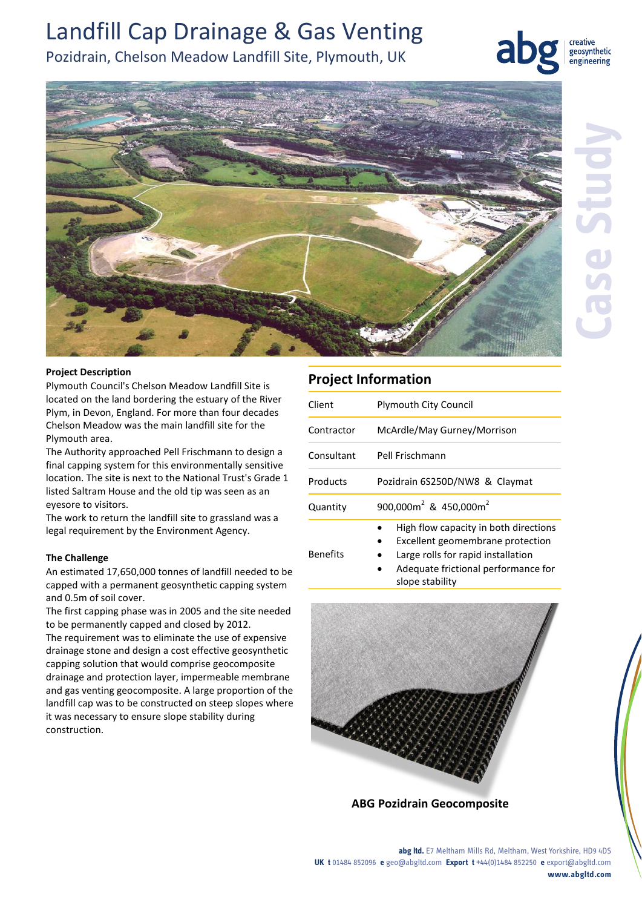# Landfill Cap Drainage & Gas Venting

## Pozidrain, Chelson Meadow Landfill Site, Plymouth, UK

Case Study

**Project Description**

Plymouth Council's Chelson Meadow Landfill Site is located on the land bordering the estuary of the River Plym, in Devon, England. For more than four decades Chelson Meadow was the main landfill site for the Plymouth area.

The Authority approached Pell Frischmann to design a final capping system for this environmentally sensitive location. The site is next to the National Trust's Grade 1 listed Saltram House and the old tip was seen as an eyesore to visitors.

The work to return the landfill site to grassland was a legal requirement by the Environment Agency.

**The Challenge**

An estimated 17,650,000 tonnes of landfill needed to be capped with a permanent geosynthetic capping system and 0.5m of soil cover.

The first capping phase was in 2005 and the site needed to be permanently capped and closed by 2012.

The requirement was to eliminate the use of expensive drainage stone and design a cost effective geosynthetic capping solution that would comprise geocomposite drainage and protection layer, impermeable membrane and gas venting geocomposite. A large proportion of the landfill cap was to be constructed on steep slopes where it was necessary to ensure slope stability during construction.

## Project Information

| | |
|---|---|
| Client | Plymouth City Council |
| Contractor | McArdle/May Gurney/Morrison |
| Consultant | Pell Frischmann |
| Products | Pozidrain 6S250D/NW8 & Claymat |
| Quantity | 900,000m$^2$ & 450,000m$^2$ |
| Benefits | • High flow capacity in both directions<br>• Excellent geomembrane protection<br>• Large rolls for rapid installation<br>• Adequate frictional performance for slope stability |

**ABG Pozidrain Geocomposite**

**abg ltd.** E7 Meltham Mills Rd, Meltham, West Yorkshire, HD9 4DS
**UK t** 01484 852096 **e** geo@abgltd.com **Export t** +44(0)1484 852250 **e** export@abgltd.com
**www.abgltd.com**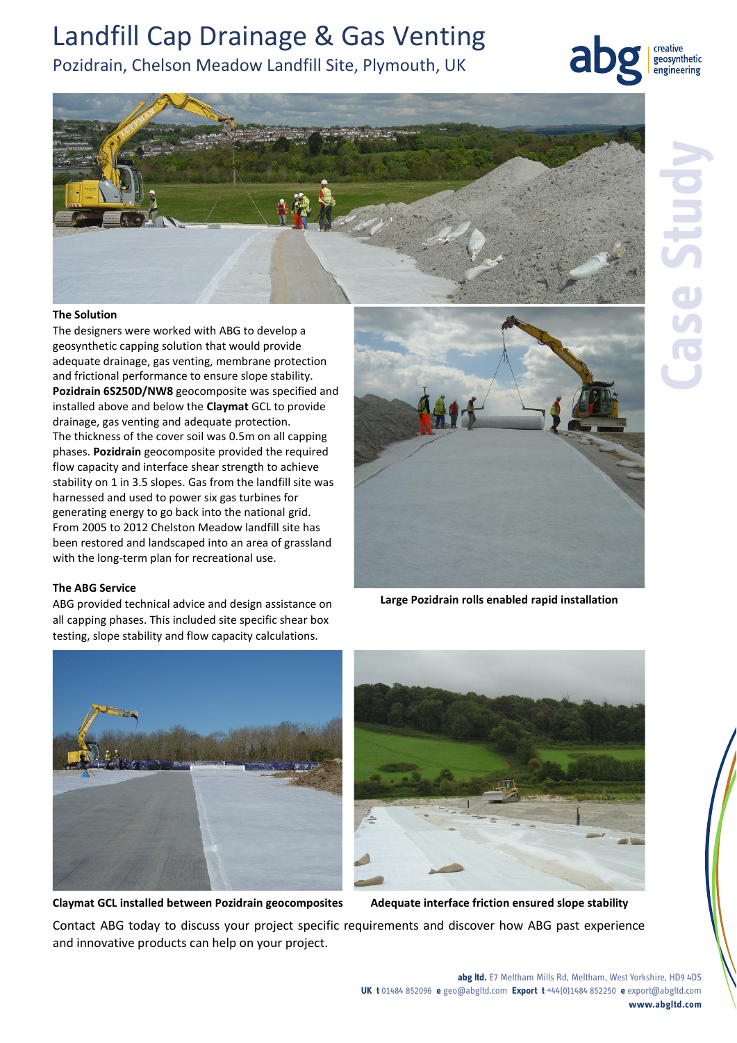# Landfill Cap Drainage & Gas Venting

Pozidrain, Chelson Meadow Landfill Site, Plymouth, UK

### The Solution

The designers were worked with ABG to develop a geosynthetic capping solution that would provide adequate drainage, gas venting, membrane protection and frictional performance to ensure slope stability. **Pozidrain 6S250D/NW8** geocomposite was specified and installed above and below the **Claymat** GCL to provide drainage, gas venting and adequate protection. The thickness of the cover soil was 0.5m on all capping phases. **Pozidrain** geocomposite provided the required flow capacity and interface shear strength to achieve stability on 1 in 3.5 slopes. Gas from the landfill site was harnessed and used to power six gas turbines for generating energy to go back into the national grid. From 2005 to 2012 Chelston Meadow landfill site has been restored and landscaped into an area of grassland with the long-term plan for recreational use.

### The ABG Service

ABG provided technical advice and design assistance on all capping phases. This included site specific shear box testing, slope stability and flow capacity calculations.

**Large Pozidrain rolls enabled rapid installation**

**Claymat GCL installed between Pozidrain geocomposites**

**Adequate interface friction ensured slope stability**

Contact ABG today to discuss your project specific requirements and discover how ABG past experience and innovative products can help on your project.

**abg ltd.** E7 Meltham Mills Rd, Meltham, West Yorkshire, HD9 4DS
**UK t** 01484 852096 **e** geo@abgltd.com **Export t** +44(0)1484 852250 **e** export@abgltd.com
**www.abgltd.com**